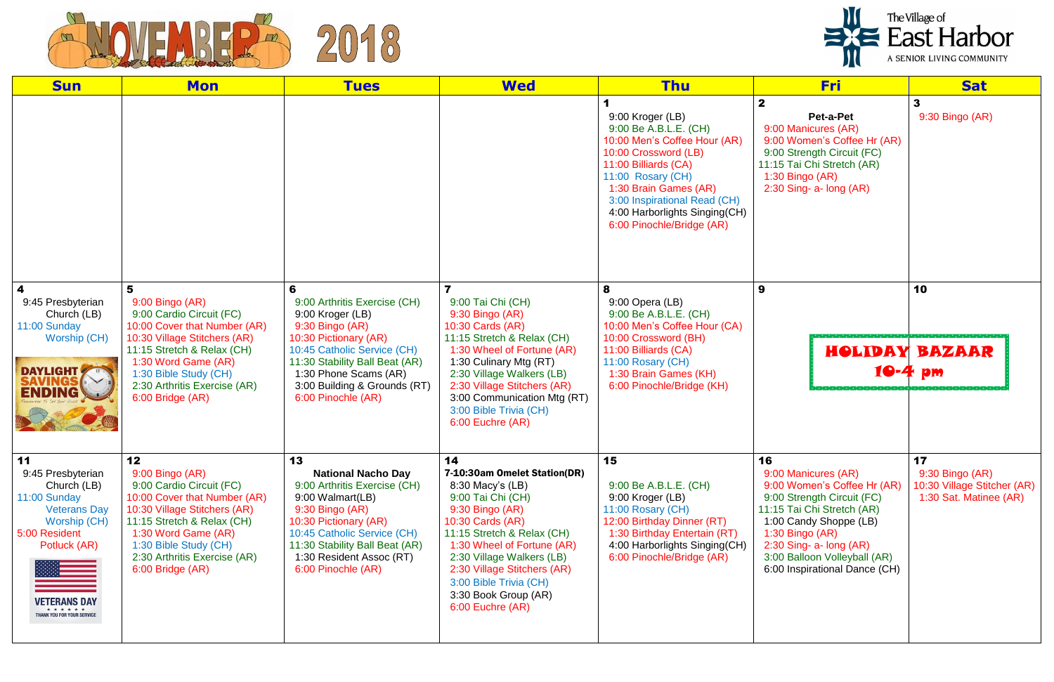# NOVEMBER 2018

The Village of East Harbor
A SENIOR LIVING COMMUNITY

| Sun | Mon | Tues | Wed | Thu | Fri | Sat |
|---|---|---|---|---|---|---|
| | | | | **1**<br>9:00 Kroger (LB)<br>9:00 Be A.B.L.E. (CH)<br>10:00 Men's Coffee Hour (AR)<br>10:00 Crossword (LB)<br>11:00 Billiards (CA)<br>11:00 Rosary (CH)<br>1:30 Brain Games (AR)<br>3:00 Inspirational Read (CH)<br>4:00 Harborlights Singing(CH)<br>6:00 Pinochle/Bridge (AR) | **2**<br>**Pet-a-Pet**<br>9:00 Manicures (AR)<br>9:00 Women's Coffee Hr (AR)<br>9:00 Strength Circuit (FC)<br>11:15 Tai Chi Stretch (AR)<br>1:30 Bingo (AR)<br>2:30 Sing- a- long (AR) | **3**<br>9:30 Bingo (AR) |
| **4**<br>9:45 Presbyterian Church (LB)<br>11:00 Sunday Worship (CH)<br>DAYLIGHT SAVINGS ENDING | **5**<br>9:00 Bingo (AR)<br>9:00 Cardio Circuit (FC)<br>10:00 Cover that Number (AR)<br>10:30 Village Stitchers (AR)<br>11:15 Stretch & Relax (CH)<br>1:30 Word Game (AR)<br>1:30 Bible Study (CH)<br>2:30 Arthritis Exercise (AR)<br>6:00 Bridge (AR) | **6**<br>9:00 Arthritis Exercise (CH)<br>9:00 Kroger (LB)<br>9:30 Bingo (AR)<br>10:30 Pictionary (AR)<br>10:45 Catholic Service (CH)<br>11:30 Stability Ball Beat (AR)<br>1:30 Phone Scams (AR)<br>3:00 Building & Grounds (RT)<br>6:00 Pinochle (AR) | **7**<br>9:00 Tai Chi (CH)<br>9:30 Bingo (AR)<br>10:30 Cards (AR)<br>11:15 Stretch & Relax (CH)<br>1:30 Wheel of Fortune (AR)<br>1:30 Culinary Mtg (RT)<br>2:30 Village Walkers (LB)<br>2:30 Village Stitchers (AR)<br>3:00 Communication Mtg (RT)<br>3:00 Bible Trivia (CH)<br>6:00 Euchre (AR) | **8**<br>9:00 Opera (LB)<br>9:00 Be A.B.L.E. (CH)<br>10:00 Men's Coffee Hour (CA)<br>10:00 Crossword (BH)<br>11:00 Billiards (CA)<br>11:00 Rosary (CH)<br>1:30 Brain Games (KH)<br>6:00 Pinochle/Bridge (KH) | **9**<br>**HOLIDAY BAZAAR 10-4 pm** | **10** |
| **11**<br>9:45 Presbyterian Church (LB)<br>11:00 Sunday Veterans Day Worship (CH)<br>5:00 Resident Potluck (AR)<br>VETERANS DAY<br>THANK YOU FOR YOUR SERVICE | **12**<br>9:00 Bingo (AR)<br>9:00 Cardio Circuit (FC)<br>10:00 Cover that Number (AR)<br>10:30 Village Stitchers (AR)<br>11:15 Stretch & Relax (CH)<br>1:30 Word Game (AR)<br>1:30 Bible Study (CH)<br>2:30 Arthritis Exercise (AR)<br>6:00 Bridge (AR) | **13**<br>**National Nacho Day**<br>9:00 Arthritis Exercise (CH)<br>9:00 Walmart(LB)<br>9:30 Bingo (AR)<br>10:30 Pictionary (AR)<br>10:45 Catholic Service (CH)<br>11:30 Stability Ball Beat (AR)<br>1:30 Resident Assoc (RT)<br>6:00 Pinochle (AR) | **14**<br>**7-10:30am Omelet Station(DR)**<br>8:30 Macy's (LB)<br>9:00 Tai Chi (CH)<br>9:30 Bingo (AR)<br>10:30 Cards (AR)<br>11:15 Stretch & Relax (CH)<br>1:30 Wheel of Fortune (AR)<br>2:30 Village Walkers (LB)<br>2:30 Village Stitchers (AR)<br>3:00 Bible Trivia (CH)<br>3:30 Book Group (AR)<br>6:00 Euchre (AR) | **15**<br>9:00 Be A.B.L.E. (CH)<br>9:00 Kroger (LB)<br>11:00 Rosary (CH)<br>12:00 Birthday Dinner (RT)<br>1:30 Birthday Entertain (RT)<br>4:00 Harborlights Singing(CH)<br>6:00 Pinochle/Bridge (AR) | **16**<br>9:00 Manicures (AR)<br>9:00 Women's Coffee Hr (AR)<br>9:00 Strength Circuit (FC)<br>11:15 Tai Chi Stretch (AR)<br>1:00 Candy Shoppe (LB)<br>1:30 Bingo (AR)<br>2:30 Sing- a- long (AR)<br>3:00 Balloon Volleyball (AR)<br>6:00 Inspirational Dance (CH) | **17**<br>9:30 Bingo (AR)<br>10:30 Village Stitcher (AR)<br>1:30 Sat. Matinee (AR) |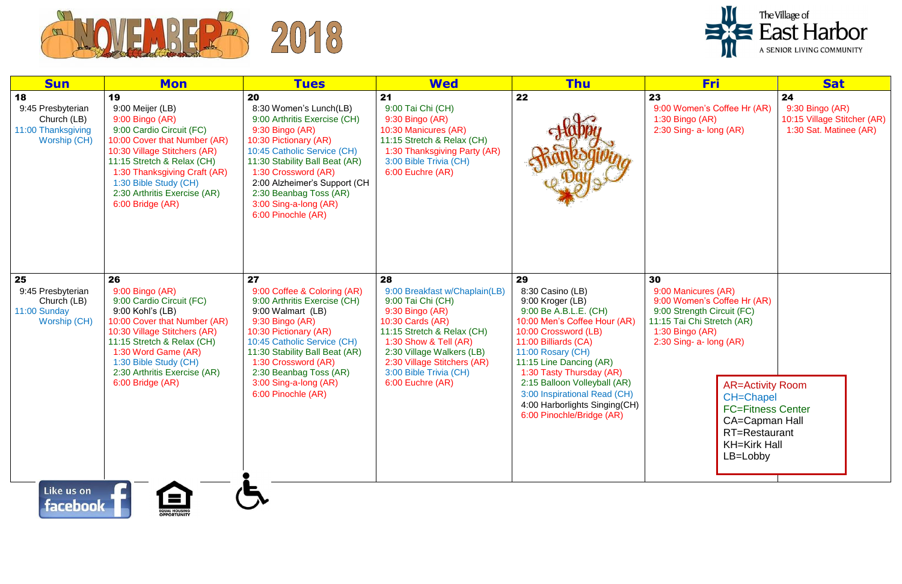# NOVEMBER 2018

The Village of East Harbor
A SENIOR LIVING COMMUNITY

| Sun | Mon | Tues | Wed | Thu | Fri | Sat |
|---|---|---|---|---|---|---|
| **18**<br>9:45 Presbyterian Church (LB)<br>11:00 Thanksgiving Worship (CH) | **19**<br>9:00 Meijer (LB)<br>9:00 Bingo (AR)<br>9:00 Cardio Circuit (FC)<br>10:00 Cover that Number (AR)<br>10:30 Village Stitchers (AR)<br>11:15 Stretch & Relax (CH)<br>1:30 Thanksgiving Craft (AR)<br>1:30 Bible Study (CH)<br>2:30 Arthritis Exercise (AR)<br>6:00 Bridge (AR) | **20**<br>8:30 Women's Lunch(LB)<br>9:00 Arthritis Exercise (CH)<br>9:30 Bingo (AR)<br>10:30 Pictionary (AR)<br>10:45 Catholic Service (CH)<br>11:30 Stability Ball Beat (AR)<br>1:30 Crossword (AR)<br>2:00 Alzheimer's Support (CH<br>2:30 Beanbag Toss (AR)<br>3:00 Sing-a-long (AR)<br>6:00 Pinochle (AR) | **21**<br>9:00 Tai Chi (CH)<br>9:30 Bingo (AR)<br>10:30 Manicures (AR)<br>11:15 Stretch & Relax (CH)<br>1:30 Thanksgiving Party (AR)<br>3:00 Bible Trivia (CH)<br>6:00 Euchre (AR) | **22**<br>Happy Thanksgiving Day | **23**<br>9:00 Women's Coffee Hr (AR)<br>1:30 Bingo (AR)<br>2:30 Sing- a- long (AR) | **24**<br>9:30 Bingo (AR)<br>10:15 Village Stitcher (AR)<br>1:30 Sat. Matinee (AR) |
| **25**<br>9:45 Presbyterian Church (LB)<br>11:00 Sunday Worship (CH) | **26**<br>9:00 Bingo (AR)<br>9:00 Cardio Circuit (FC)<br>9:00 Kohl's (LB)<br>10:00 Cover that Number (AR)<br>10:30 Village Stitchers (AR)<br>11:15 Stretch & Relax (CH)<br>1:30 Word Game (AR)<br>1:30 Bible Study (CH)<br>2:30 Arthritis Exercise (AR)<br>6:00 Bridge (AR) | **27**<br>9:00 Coffee & Coloring (AR)<br>9:00 Arthritis Exercise (CH)<br>9:00 Walmart (LB)<br>9:30 Bingo (AR)<br>10:30 Pictionary (AR)<br>10:45 Catholic Service (CH)<br>11:30 Stability Ball Beat (AR)<br>1:30 Crossword (AR)<br>2:30 Beanbag Toss (AR)<br>3:00 Sing-a-long (AR)<br>6:00 Pinochle (AR) | **28**<br>9:00 Breakfast w/Chaplain(LB)<br>9:00 Tai Chi (CH)<br>9:30 Bingo (AR)<br>10:30 Cards (AR)<br>11:15 Stretch & Relax (CH)<br>1:30 Show & Tell (AR)<br>2:30 Village Walkers (LB)<br>2:30 Village Stitchers (AR)<br>3:00 Bible Trivia (CH)<br>6:00 Euchre (AR) | **29**<br>8:30 Casino (LB)<br>9:00 Kroger (LB)<br>9:00 Be A.B.L.E. (CH)<br>10:00 Men's Coffee Hour (AR)<br>10:00 Crossword (LB)<br>11:00 Billiards (CA)<br>11:00 Rosary (CH)<br>11:15 Line Dancing (AR)<br>1:30 Tasty Thursday (AR)<br>2:15 Balloon Volleyball (AR)<br>3:00 Inspirational Read (CH)<br>4:00 Harborlights Singing(CH)<br>6:00 Pinochle/Bridge (AR) | **30**<br>9:00 Manicures (AR)<br>9:00 Women's Coffee Hr (AR)<br>9:00 Strength Circuit (FC)<br>11:15 Tai Chi Stretch (AR)<br>1:30 Bingo (AR)<br>2:30 Sing- a- long (AR) | |

AR=Activity Room
CH=Chapel
FC=Fitness Center
CA=Capman Hall
RT=Restaurant
KH=Kirk Hall
LB=Lobby

Like us on facebook

EQUAL HOUSING OPPORTUNITY